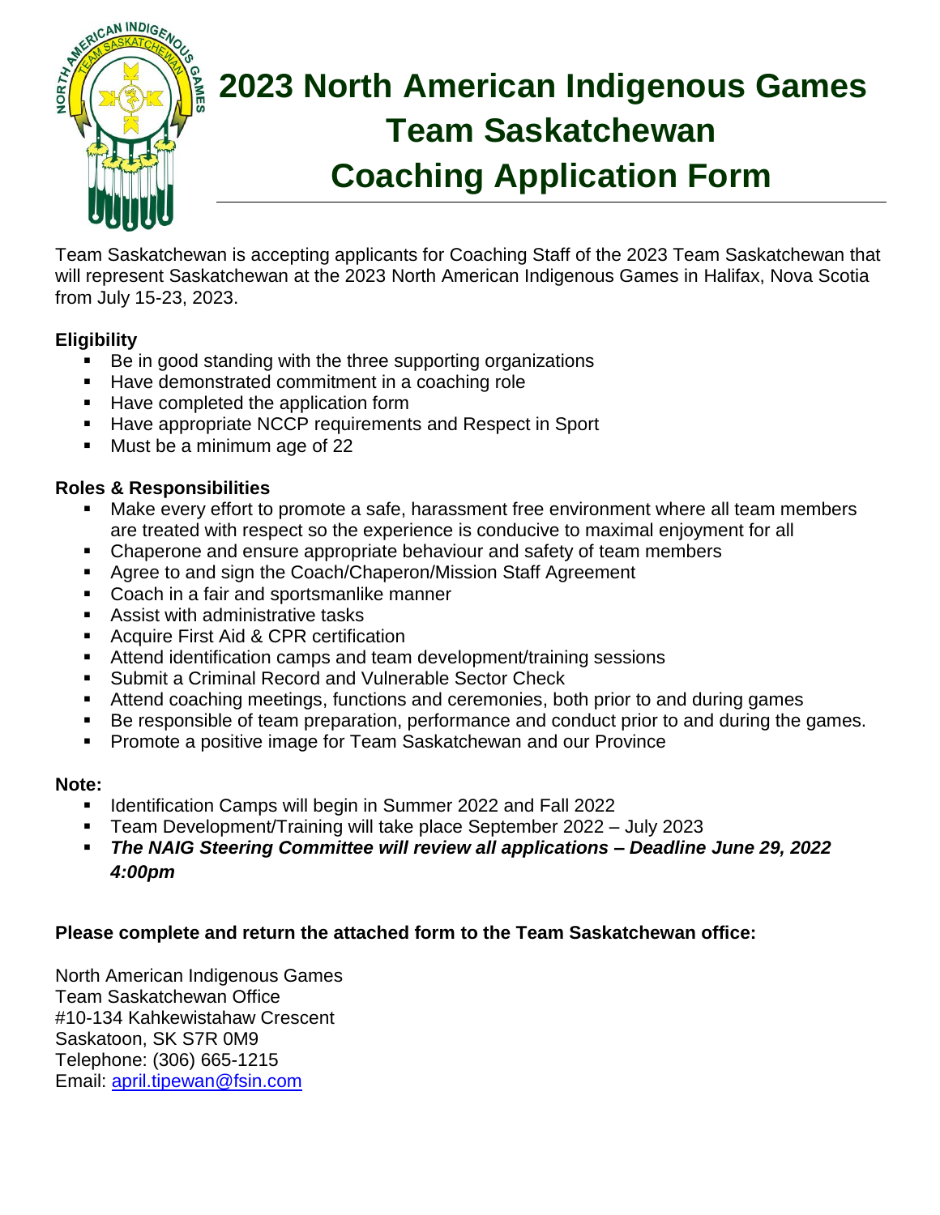# 2023 North American Indigenous Games Team Saskatchewan Coaching Application Form

Team Saskatchewan is accepting applicants for Coaching Staff of the 2023 Team Saskatchewan that will represent Saskatchewan at the 2023 North American Indigenous Games in Halifax, Nova Scotia from July 15-23, 2023.

**Eligibility**

- Be in good standing with the three supporting organizations
- Have demonstrated commitment in a coaching role
- Have completed the application form
- Have appropriate NCCP requirements and Respect in Sport
- Must be a minimum age of 22

**Roles & Responsibilities**

- Make every effort to promote a safe, harassment free environment where all team members are treated with respect so the experience is conducive to maximal enjoyment for all
- Chaperone and ensure appropriate behaviour and safety of team members
- Agree to and sign the Coach/Chaperon/Mission Staff Agreement
- Coach in a fair and sportsmanlike manner
- Assist with administrative tasks
- Acquire First Aid & CPR certification
- Attend identification camps and team development/training sessions
- Submit a Criminal Record and Vulnerable Sector Check
- Attend coaching meetings, functions and ceremonies, both prior to and during games
- Be responsible of team preparation, performance and conduct prior to and during the games.
- Promote a positive image for Team Saskatchewan and our Province

**Note:**

- Identification Camps will begin in Summer 2022 and Fall 2022
- Team Development/Training will take place September 2022 – July 2023
- ***The NAIG Steering Committee will review all applications – Deadline June 29, 2022 4:00pm***

**Please complete and return the attached form to the Team Saskatchewan office:**

North American Indigenous Games
Team Saskatchewan Office
#10-134 Kahkewistahaw Crescent
Saskatoon, SK S7R 0M9
Telephone: (306) 665-1215
Email: april.tipewan@fsin.com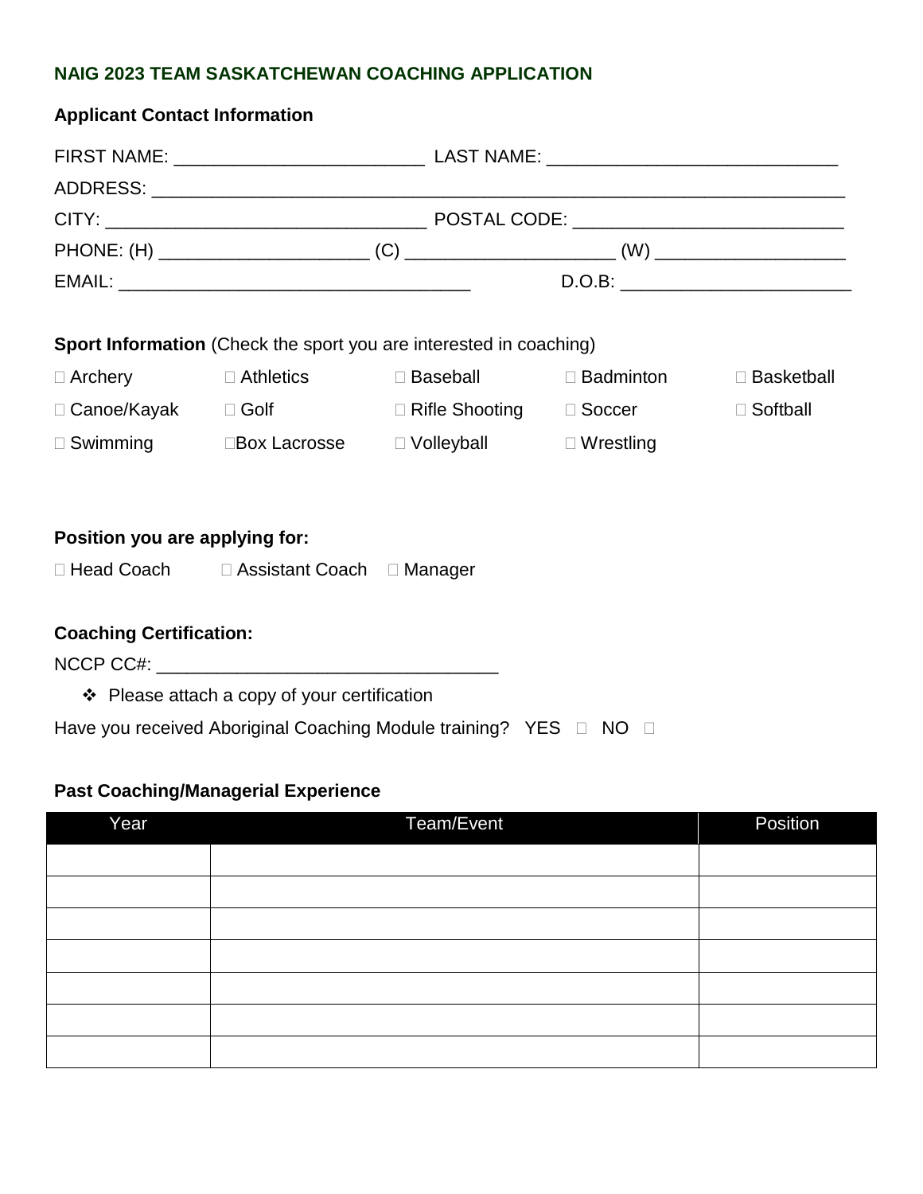**NAIG 2023 TEAM SASKATCHEWAN COACHING APPLICATION**

**Applicant Contact Information**

FIRST NAME: ________________________ LAST NAME: ____________________________

ADDRESS: ____________________________________________________________________

CITY: _______________________________ POSTAL CODE: __________________________

PHONE: (H) ____________________ (C) ____________________ (W) __________________

EMAIL: __________________________________ D.O.B: ______________________

**Sport Information** (Check the sport you are interested in coaching)

| | | | | |
|---|---|---|---|---|
| ☐ Archery | ☐ Athletics | ☐ Baseball | ☐ Badminton | ☐ Basketball |
| ☐ Canoe/Kayak | ☐ Golf | ☐ Rifle Shooting | ☐ Soccer | ☐ Softball |
| ☐ Swimming | ☐Box Lacrosse | ☐ Volleyball | ☐ Wrestling | |

**Position you are applying for:**

☐ Head Coach ☐ Assistant Coach ☐ Manager

**Coaching Certification:**

NCCP CC#: _________________________________

- ❖ Please attach a copy of your certification

Have you received Aboriginal Coaching Module training? YES ☐ NO ☐

**Past Coaching/Managerial Experience**

| Year | Team/Event | Position |
|---|---|---|
| | | |
| | | |
| | | |
| | | |
| | | |
| | | |
| | | |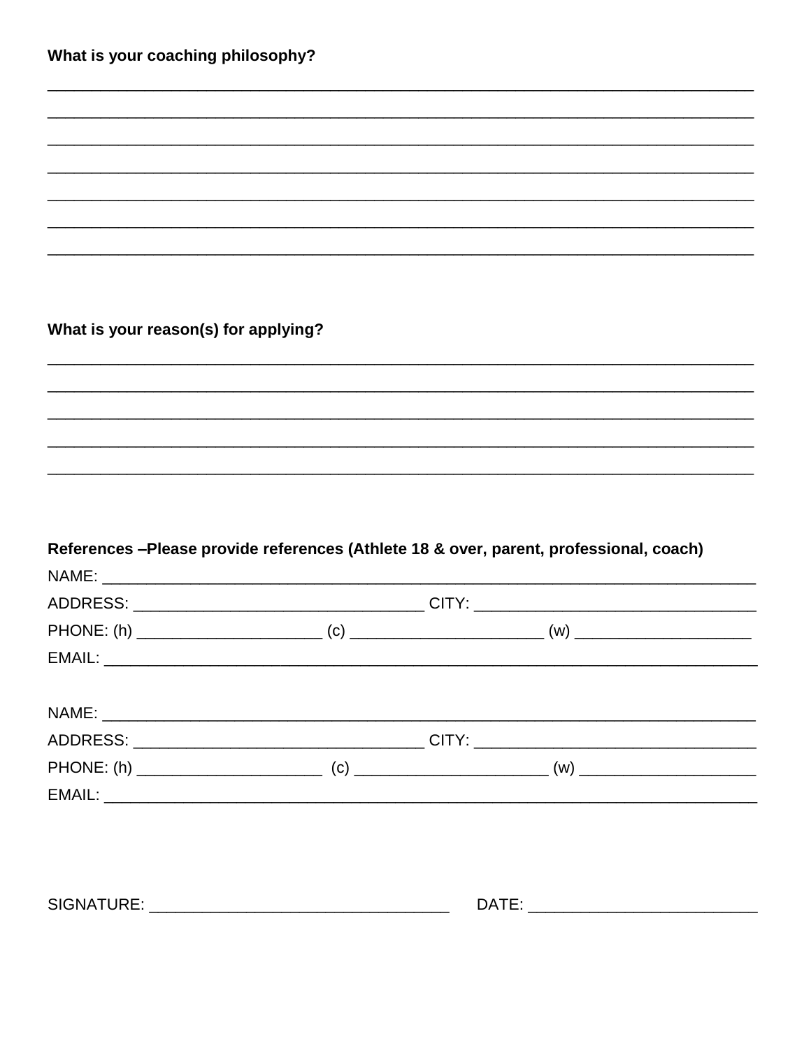**What is your coaching philosophy?**

_______________________________________________________________________________

_______________________________________________________________________________

_______________________________________________________________________________

_______________________________________________________________________________

_______________________________________________________________________________

_______________________________________________________________________________

_______________________________________________________________________________

**What is your reason(s) for applying?**

_______________________________________________________________________________

_______________________________________________________________________________

_______________________________________________________________________________

_______________________________________________________________________________

_______________________________________________________________________________

**References –Please provide references (Athlete 18 & over, parent, professional, coach)**

NAME: ________________________________________________________________________

ADDRESS: ________________________________ CITY: _______________________________

PHONE: (h) ____________________ (c) _____________________ (w) ___________________

EMAIL: ________________________________________________________________________

NAME: ________________________________________________________________________

ADDRESS: ________________________________ CITY: _______________________________

PHONE: (h) ____________________ (c) _____________________ (w) ___________________

EMAIL: ________________________________________________________________________

SIGNATURE: _________________________________ DATE: _________________________